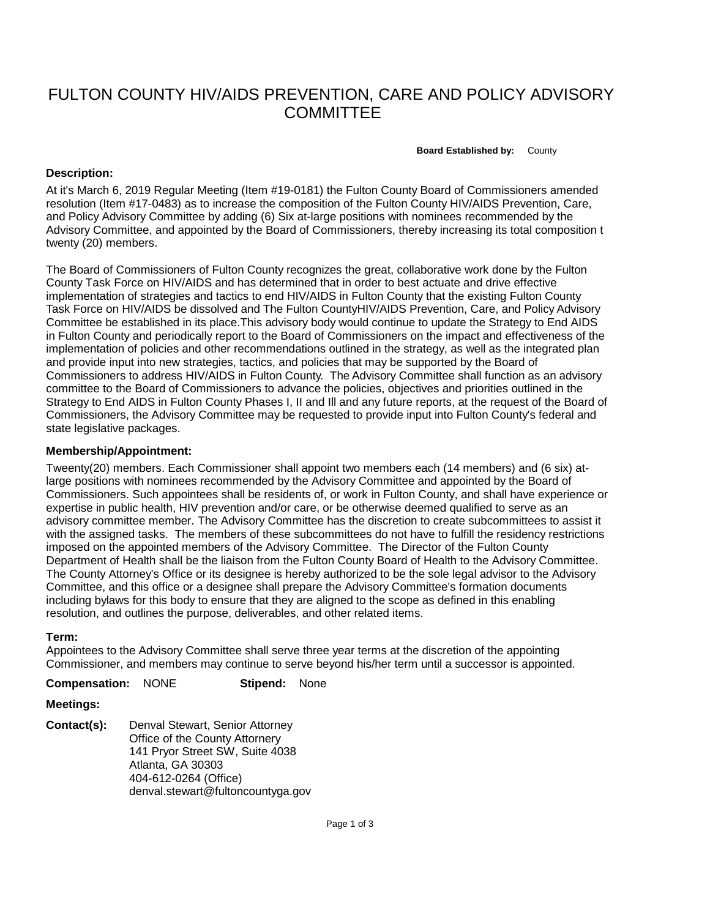# FULTON COUNTY HIV/AIDS PREVENTION, CARE AND POLICY ADVISORY COMMITTEE

**Board Established by:** County

**Description:**

At it's March 6, 2019 Regular Meeting (Item #19-0181) the Fulton County Board of Commissioners amended resolution (Item #17-0483) as to increase the composition of the Fulton County HIV/AIDS Prevention, Care, and Policy Advisory Committee by adding (6) Six at-large positions with nominees recommended by the Advisory Committee, and appointed by the Board of Commissioners, thereby increasing its total composition t twenty (20) members.

The Board of Commissioners of Fulton County recognizes the great, collaborative work done by the Fulton County Task Force on HIV/AIDS and has determined that in order to best actuate and drive effective implementation of strategies and tactics to end HIV/AIDS in Fulton County that the existing Fulton County Task Force on HIV/AIDS be dissolved and The Fulton CountyHIV/AIDS Prevention, Care, and Policy Advisory Committee be established in its place.This advisory body would continue to update the Strategy to End AIDS in Fulton County and periodically report to the Board of Commissioners on the impact and effectiveness of the implementation of policies and other recommendations outlined in the strategy, as well as the integrated plan and provide input into new strategies, tactics, and policies that may be supported by the Board of Commissioners to address HIV/AIDS in Fulton County. The Advisory Committee shall function as an advisory committee to the Board of Commissioners to advance the policies, objectives and priorities outlined in the Strategy to End AIDS in Fulton County Phases I, II and Ill and any future reports, at the request of the Board of Commissioners, the Advisory Committee may be requested to provide input into Fulton County's federal and state legislative packages.

**Membership/Appointment:**

Tweenty(20) members. Each Commissioner shall appoint two members each (14 members) and (6 six) at-large positions with nominees recommended by the Advisory Committee and appointed by the Board of Commissioners. Such appointees shall be residents of, or work in Fulton County, and shall have experience or expertise in public health, HIV prevention and/or care, or be otherwise deemed qualified to serve as an advisory committee member. The Advisory Committee has the discretion to create subcommittees to assist it with the assigned tasks. The members of these subcommittees do not have to fulfill the residency restrictions imposed on the appointed members of the Advisory Committee. The Director of the Fulton County Department of Health shall be the liaison from the Fulton County Board of Health to the Advisory Committee. The County Attorney's Office or its designee is hereby authorized to be the sole legal advisor to the Advisory Committee, and this office or a designee shall prepare the Advisory Committee's formation documents including bylaws for this body to ensure that they are aligned to the scope as defined in this enabling resolution, and outlines the purpose, deliverables, and other related items.

**Term:**

Appointees to the Advisory Committee shall serve three year terms at the discretion of the appointing Commissioner, and members may continue to serve beyond his/her term until a successor is appointed.

**Compensation:** NONE **Stipend:** None

**Meetings:**

**Contact(s):**

Denval Stewart, Senior Attorney
Office of the County Attorney
141 Pryor Street SW, Suite 4038
Atlanta, GA 30303
404-612-0264 (Office)
denval.stewart@fultoncountyga.gov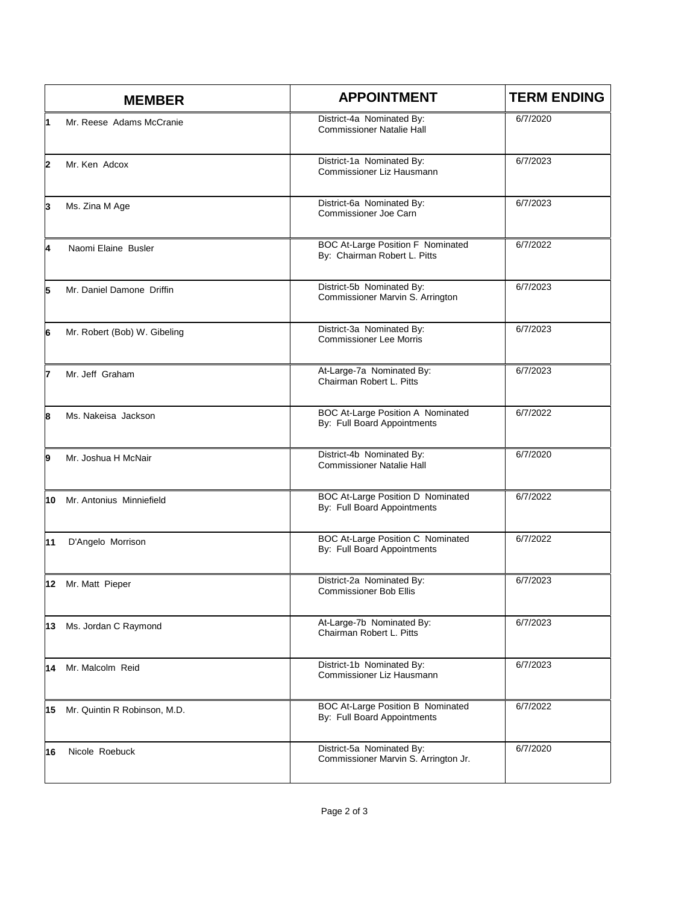| | MEMBER | APPOINTMENT | TERM ENDING |
|---|---|---|---|
| 1 | Mr. Reese Adams McCranie | District-4a Nominated By: Commissioner Natalie Hall | 6/7/2020 |
| 2 | Mr. Ken Adcox | District-1a Nominated By: Commissioner Liz Hausmann | 6/7/2023 |
| 3 | Ms. Zina M Age | District-6a Nominated By: Commissioner Joe Carn | 6/7/2023 |
| 4 | Naomi Elaine Busler | BOC At-Large Position F Nominated By: Chairman Robert L. Pitts | 6/7/2022 |
| 5 | Mr. Daniel Damone Driffin | District-5b Nominated By: Commissioner Marvin S. Arrington | 6/7/2023 |
| 6 | Mr. Robert (Bob) W. Gibeling | District-3a Nominated By: Commissioner Lee Morris | 6/7/2023 |
| 7 | Mr. Jeff Graham | At-Large-7a Nominated By: Chairman Robert L. Pitts | 6/7/2023 |
| 8 | Ms. Nakeisa Jackson | BOC At-Large Position A Nominated By: Full Board Appointments | 6/7/2022 |
| 9 | Mr. Joshua H McNair | District-4b Nominated By: Commissioner Natalie Hall | 6/7/2020 |
| 10 | Mr. Antonius Minniefield | BOC At-Large Position D Nominated By: Full Board Appointments | 6/7/2022 |
| 11 | D'Angelo Morrison | BOC At-Large Position C Nominated By: Full Board Appointments | 6/7/2022 |
| 12 | Mr. Matt Pieper | District-2a Nominated By: Commissioner Bob Ellis | 6/7/2023 |
| 13 | Ms. Jordan C Raymond | At-Large-7b Nominated By: Chairman Robert L. Pitts | 6/7/2023 |
| 14 | Mr. Malcolm Reid | District-1b Nominated By: Commissioner Liz Hausmann | 6/7/2023 |
| 15 | Mr. Quintin R Robinson, M.D. | BOC At-Large Position B Nominated By: Full Board Appointments | 6/7/2022 |
| 16 | Nicole Roebuck | District-5a Nominated By: Commissioner Marvin S. Arrington Jr. | 6/7/2020 |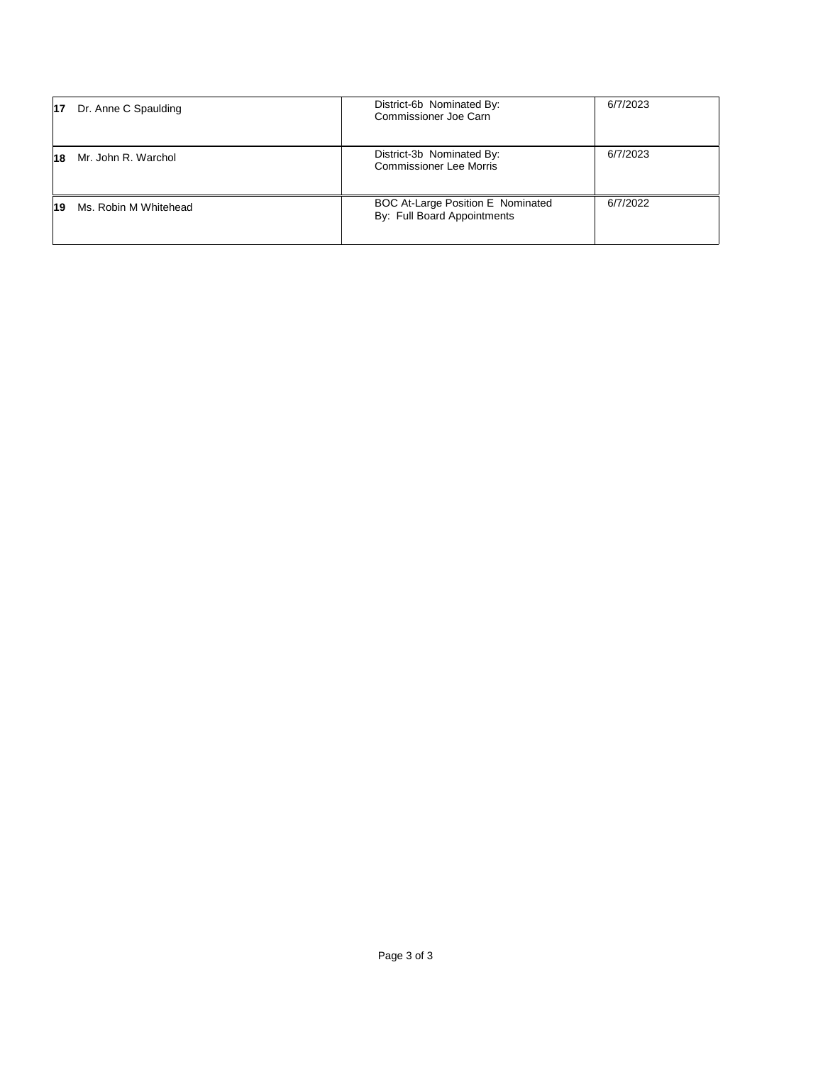| | | | |
|---|---|---|---|
| **17** | Dr. Anne C Spaulding | District-6b Nominated By: Commissioner Joe Carn | 6/7/2023 |
| **18** | Mr. John R. Warchol | District-3b Nominated By: Commissioner Lee Morris | 6/7/2023 |
| **19** | Ms. Robin M Whitehead | BOC At-Large Position E Nominated By: Full Board Appointments | 6/7/2022 |